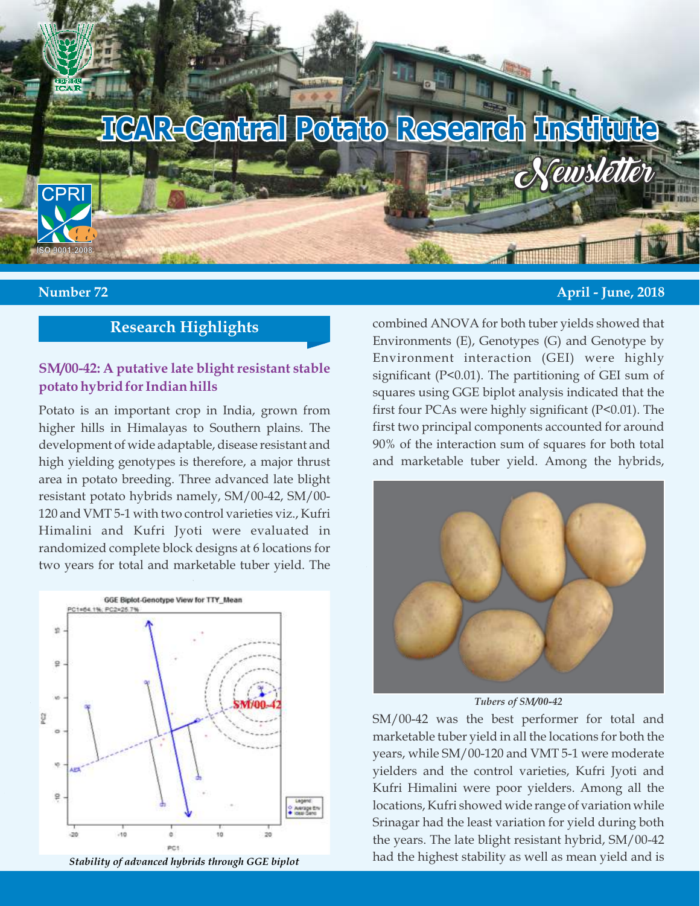# ICAR-Central Potato Research Institute Newsletter

**Number 72** **April - June, 2018**

## Research Highlights

### SM/00-42: A putative late blight resistant stable potato hybrid for Indian hills

Potato is an important crop in India, grown from higher hills in Himalayas to Southern plains. The development of wide adaptable, disease resistant and high yielding genotypes is therefore, a major thrust area in potato breeding. Three advanced late blight resistant potato hybrids namely, SM/00-42, SM/00-120 and VMT 5-1 with two control varieties viz., Kufri Himalini and Kufri Jyoti were evaluated in randomized complete block designs at 6 locations for two years for total and marketable tuber yield. The combined ANOVA for both tuber yields showed that Environments (E), Genotypes (G) and Genotype by Environment interaction (GEI) were highly significant ($P<0.01$). The partitioning of GEI sum of squares using GGE biplot analysis indicated that the first four PCAs were highly significant ($P<0.01$). The first two principal components accounted for around 90% of the interaction sum of squares for both total and marketable tuber yield. Among the hybrids, SM/00-42 was the best performer for total and marketable tuber yield in all the locations for both the years, while SM/00-120 and VMT 5-1 were moderate yielders and the control varieties, Kufri Jyoti and Kufri Himalini were poor yielders. Among all the locations, Kufri showed wide range of variation while Srinagar had the least variation for yield during both the years. The late blight resistant hybrid, SM/00-42 had the highest stability as well as mean yield and is

*Stability of advanced hybrids through GGE biplot*

*Tubers of SM/00-42*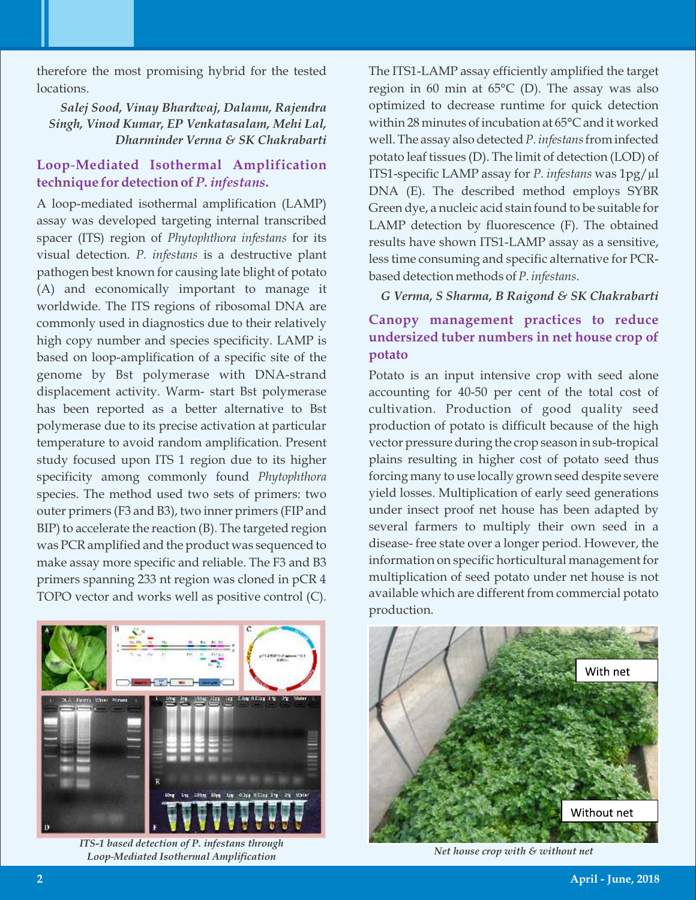therefore the most promising hybrid for the tested locations.

*Salej Sood, Vinay Bhardwaj, Dalamu, Rajendra Singh, Vinod Kumar, EP Venkatasalam, Mehi Lal, Dharminder Verma & SK Chakrabarti*

## Loop-Mediated Isothermal Amplification technique for detection of *P. infestans*.

A loop-mediated isothermal amplification (LAMP) assay was developed targeting internal transcribed spacer (ITS) region of *Phytophthora infestans* for its visual detection. *P. infestans* is a destructive plant pathogen best known for causing late blight of potato (A) and economically important to manage it worldwide. The ITS regions of ribosomal DNA are commonly used in diagnostics due to their relatively high copy number and species specificity. LAMP is based on loop-amplification of a specific site of the genome by Bst polymerase with DNA-strand displacement activity. Warm- start Bst polymerase has been reported as a better alternative to Bst polymerase due to its precise activation at particular temperature to avoid random amplification. Present study focused upon ITS 1 region due to its higher specificity among commonly found *Phytophthora* species. The method used two sets of primers: two outer primers (F3 and B3), two inner primers (FIP and BIP) to accelerate the reaction (B). The targeted region was PCR amplified and the product was sequenced to make assay more specific and reliable. The F3 and B3 primers spanning 233 nt region was cloned in pCR 4 TOPO vector and works well as positive control (C).

*ITS-1 based detection of P. infestans through Loop-Mediated Isothermal Amplification*

The ITS1-LAMP assay efficiently amplified the target region in 60 min at 65°C (D). The assay was also optimized to decrease runtime for quick detection within 28 minutes of incubation at 65°C and it worked well. The assay also detected *P. infestans* from infected potato leaf tissues (D). The limit of detection (LOD) of ITS1-specific LAMP assay for *P. infestans* was 1pg/µl DNA (E). The described method employs SYBR Green dye, a nucleic acid stain found to be suitable for LAMP detection by fluorescence (F). The obtained results have shown ITS1-LAMP assay as a sensitive, less time consuming and specific alternative for PCR-based detection methods of *P. infestans*.

*G Verma, S Sharma, B Raigond & SK Chakrabarti*

## Canopy management practices to reduce undersized tuber numbers in net house crop of potato

Potato is an input intensive crop with seed alone accounting for 40-50 per cent of the total cost of cultivation. Production of good quality seed production of potato is difficult because of the high vector pressure during the crop season in sub-tropical plains resulting in higher cost of potato seed thus forcing many to use locally grown seed despite severe yield losses. Multiplication of early seed generations under insect proof net house has been adapted by several farmers to multiply their own seed in a disease- free state over a longer period. However, the information on specific horticultural management for multiplication of seed potato under net house is not available which are different from commercial potato production.

*Net house crop with & without net*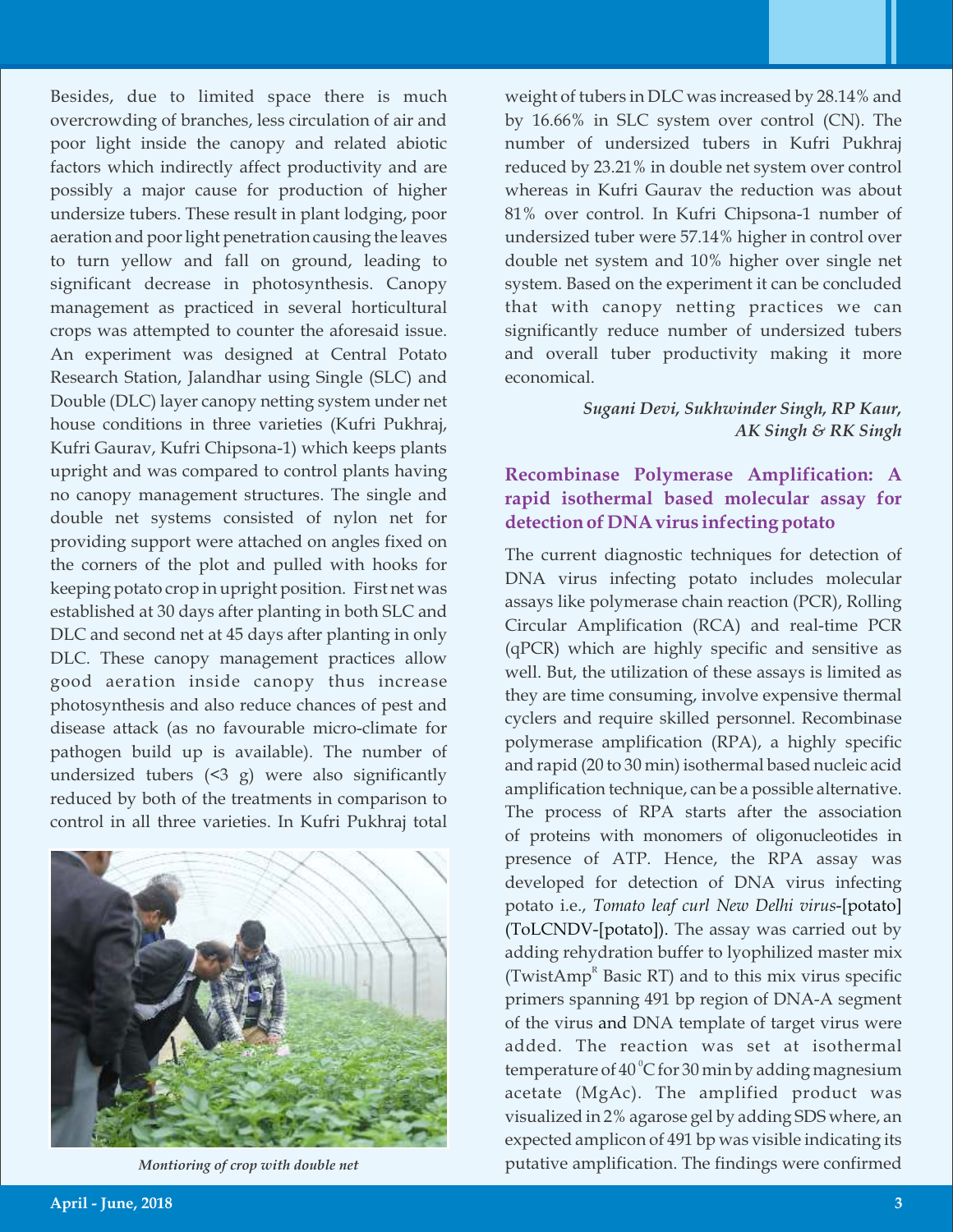Besides, due to limited space there is much overcrowding of branches, less circulation of air and poor light inside the canopy and related abiotic factors which indirectly affect productivity and are possibly a major cause for production of higher undersize tubers. These result in plant lodging, poor aeration and poor light penetration causing the leaves to turn yellow and fall on ground, leading to significant decrease in photosynthesis. Canopy management as practiced in several horticultural crops was attempted to counter the aforesaid issue. An experiment was designed at Central Potato Research Station, Jalandhar using Single (SLC) and Double (DLC) layer canopy netting system under net house conditions in three varieties (Kufri Pukhraj, Kufri Gaurav, Kufri Chipsona-1) which keeps plants upright and was compared to control plants having no canopy management structures. The single and double net systems consisted of nylon net for providing support were attached on angles fixed on the corners of the plot and pulled with hooks for keeping potato crop in upright position. First net was established at 30 days after planting in both SLC and DLC and second net at 45 days after planting in only DLC. These canopy management practices allow good aeration inside canopy thus increase photosynthesis and also reduce chances of pest and disease attack (as no favourable micro-climate for pathogen build up is available). The number of undersized tubers (<3 g) were also significantly reduced by both of the treatments in comparison to control in all three varieties. In Kufri Pukhraj total weight of tubers in DLC was increased by 28.14% and by 16.66% in SLC system over control (CN). The number of undersized tubers in Kufri Pukhraj reduced by 23.21% in double net system over control whereas in Kufri Gaurav the reduction was about 81% over control. In Kufri Chipsona-1 number of undersized tuber were 57.14% higher in control over double net system and 10% higher over single net system. Based on the experiment it can be concluded that with canopy netting practices we can significantly reduce number of undersized tubers and overall tuber productivity making it more economical.

*Montioring of crop with double net*

***Sugani Devi, Sukhwinder Singh, RP Kaur, AK Singh & RK Singh***

## Recombinase Polymerase Amplification: A rapid isothermal based molecular assay for detection of DNA virus infecting potato

The current diagnostic techniques for detection of DNA virus infecting potato includes molecular assays like polymerase chain reaction (PCR), Rolling Circular Amplification (RCA) and real-time PCR (qPCR) which are highly specific and sensitive as well. But, the utilization of these assays is limited as they are time consuming, involve expensive thermal cyclers and require skilled personnel. Recombinase polymerase amplification (RPA), a highly specific and rapid (20 to 30 min) isothermal based nucleic acid amplification technique, can be a possible alternative. The process of RPA starts after the association of proteins with monomers of oligonucleotides in presence of ATP. Hence, the RPA assay was developed for detection of DNA virus infecting potato i.e., *Tomato leaf curl New Delhi virus*-[potato] (ToLCNDV-[potato]). The assay was carried out by adding rehydration buffer to lyophilized master mix (TwistAmp® Basic RT) and to this mix virus specific primers spanning 491 bp region of DNA-A segment of the virus and DNA template of target virus were added. The reaction was set at isothermal temperature of 40 °C for 30 min by adding magnesium acetate (MgAc). The amplified product was visualized in 2% agarose gel by adding SDS where, an expected amplicon of 491 bp was visible indicating its putative amplification. The findings were confirmed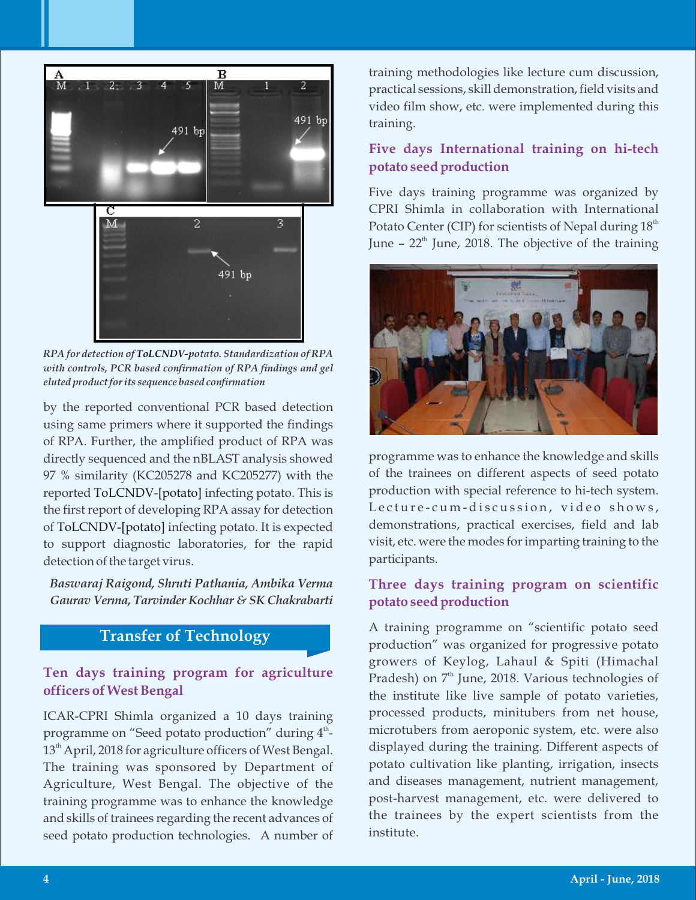*RPA for detection of ToLCNDV-potato. Standardization of RPA with controls, PCR based confirmation of RPA findings and gel eluted product for its sequence based confirmation*

by the reported conventional PCR based detection using same primers where it supported the findings of RPA. Further, the amplified product of RPA was directly sequenced and the nBLAST analysis showed 97 % similarity (KC205278 and KC205277) with the reported ToLCNDV-[potato] infecting potato. This is the first report of developing RPA assay for detection of ToLCNDV-[potato] infecting potato. It is expected to support diagnostic laboratories, for the rapid detection of the target virus.

*Baswaraj Raigond, Shruti Pathania, Ambika Verma Gaurav Verma, Tarvinder Kochhar & SK Chakrabarti*

## Transfer of Technology

### Ten days training program for agriculture officers of West Bengal

ICAR-CPRI Shimla organized a 10 days training programme on "Seed potato production" during 4th-13th April, 2018 for agriculture officers of West Bengal. The training was sponsored by Department of Agriculture, West Bengal. The objective of the training programme was to enhance the knowledge and skills of trainees regarding the recent advances of seed potato production technologies. A number of training methodologies like lecture cum discussion, practical sessions, skill demonstration, field visits and video film show, etc. were implemented during this training.

### Five days International training on hi-tech potato seed production

Five days training programme was organized by CPRI Shimla in collaboration with International Potato Center (CIP) for scientists of Nepal during 18th June – 22th June, 2018. The objective of the training programme was to enhance the knowledge and skills of the trainees on different aspects of seed potato production with special reference to hi-tech system. Lecture-cum-discussion, video shows, demonstrations, practical exercises, field and lab visit, etc. were the modes for imparting training to the participants.

### Three days training program on scientific potato seed production

A training programme on "scientific potato seed production" was organized for progressive potato growers of Keylog, Lahaul & Spiti (Himachal Pradesh) on 7th June, 2018. Various technologies of the institute like live sample of potato varieties, processed products, minitubers from net house, microtubers from aeroponic system, etc. were also displayed during the training. Different aspects of potato cultivation like planting, irrigation, insects and diseases management, nutrient management, post-harvest management, etc. were delivered to the trainees by the expert scientists from the institute.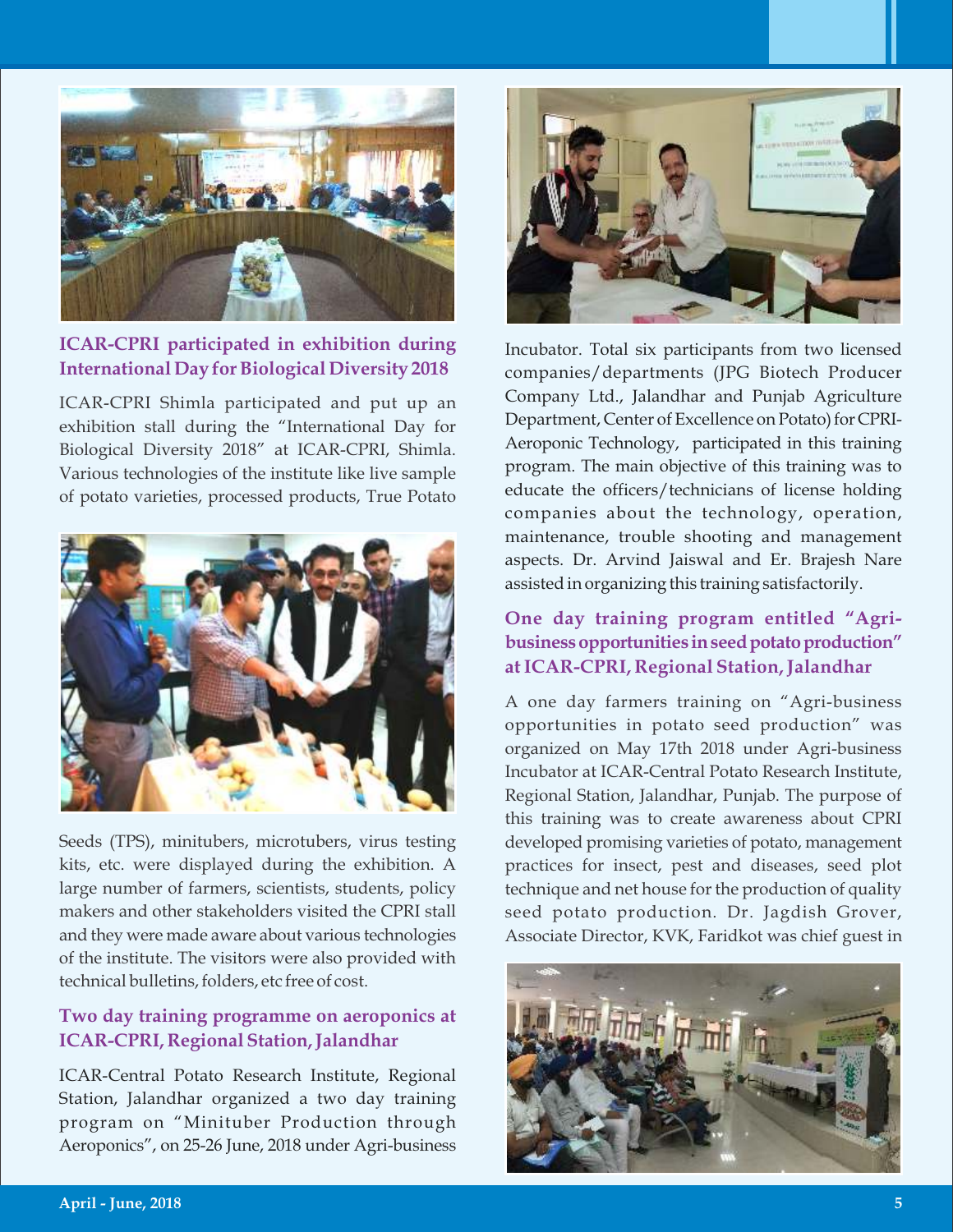## ICAR-CPRI participated in exhibition during International Day for Biological Diversity 2018

ICAR-CPRI Shimla participated and put up an exhibition stall during the "International Day for Biological Diversity 2018" at ICAR-CPRI, Shimla. Various technologies of the institute like live sample of potato varieties, processed products, True Potato Seeds (TPS), minitubers, microtubers, virus testing kits, etc. were displayed during the exhibition. A large number of farmers, scientists, students, policy makers and other stakeholders visited the CPRI stall and they were made aware about various technologies of the institute. The visitors were also provided with technical bulletins, folders, etc free of cost.

## Two day training programme on aeroponics at ICAR-CPRI, Regional Station, Jalandhar

ICAR-Central Potato Research Institute, Regional Station, Jalandhar organized a two day training program on "Minituber Production through Aeroponics", on 25-26 June, 2018 under Agri-business Incubator. Total six participants from two licensed companies/departments (JPG Biotech Producer Company Ltd., Jalandhar and Punjab Agriculture Department, Center of Excellence on Potato) for CPRI-Aeroponic Technology, participated in this training program. The main objective of this training was to educate the officers/technicians of license holding companies about the technology, operation, maintenance, trouble shooting and management aspects. Dr. Arvind Jaiswal and Er. Brajesh Nare assisted in organizing this training satisfactorily.

## One day training program entitled "Agri-business opportunities in seed potato production" at ICAR-CPRI, Regional Station, Jalandhar

A one day farmers training on "Agri-business opportunities in potato seed production" was organized on May 17th 2018 under Agri-business Incubator at ICAR-Central Potato Research Institute, Regional Station, Jalandhar, Punjab. The purpose of this training was to create awareness about CPRI developed promising varieties of potato, management practices for insect, pest and diseases, seed plot technique and net house for the production of quality seed potato production. Dr. Jagdish Grover, Associate Director, KVK, Faridkot was chief guest in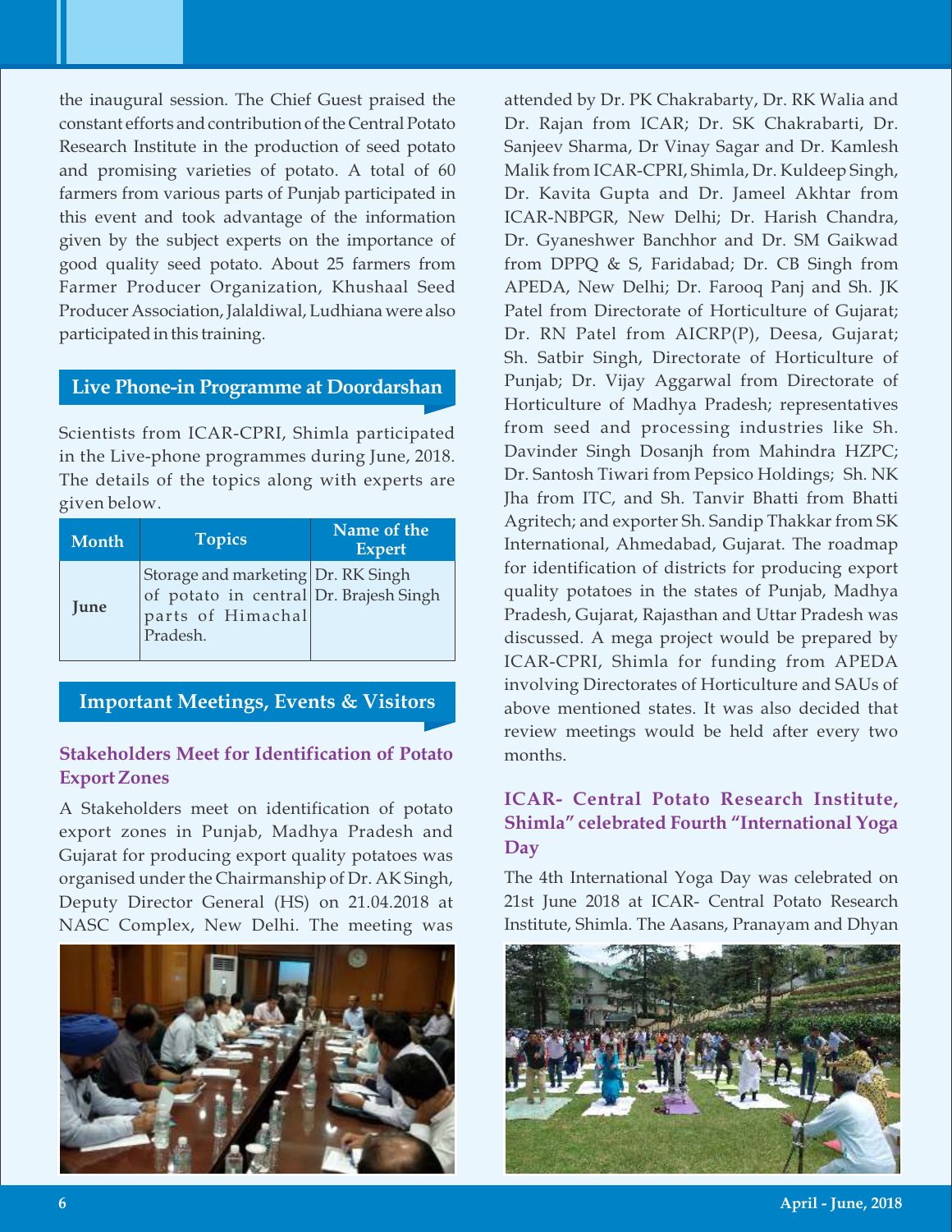the inaugural session. The Chief Guest praised the constant efforts and contribution of the Central Potato Research Institute in the production of seed potato and promising varieties of potato. A total of 60 farmers from various parts of Punjab participated in this event and took advantage of the information given by the subject experts on the importance of good quality seed potato. About 25 farmers from Farmer Producer Organization, Khushaal Seed Producer Association, Jalaldiwal, Ludhiana were also participated in this training.

## Live Phone-in Programme at Doordarshan

Scientists from ICAR-CPRI, Shimla participated in the Live-phone programmes during June, 2018. The details of the topics along with experts are given below.

| Month | Topics | Name of the Expert |
|---|---|---|
| **June** | Storage and marketing of potato in central parts of Himachal Pradesh. | Dr. RK Singh<br>Dr. Brajesh Singh |

## Important Meetings, Events & Visitors

### Stakeholders Meet for Identification of Potato Export Zones

A Stakeholders meet on identification of potato export zones in Punjab, Madhya Pradesh and Gujarat for producing export quality potatoes was organised under the Chairmanship of Dr. AK Singh, Deputy Director General (HS) on 21.04.2018 at NASC Complex, New Delhi. The meeting was attended by Dr. PK Chakrabarty, Dr. RK Walia and Dr. Rajan from ICAR; Dr. SK Chakrabarti, Dr. Sanjeev Sharma, Dr Vinay Sagar and Dr. Kamlesh Malik from ICAR-CPRI, Shimla, Dr. Kuldeep Singh, Dr. Kavita Gupta and Dr. Jameel Akhtar from ICAR-NBPGR, New Delhi; Dr. Harish Chandra, Dr. Gyaneshwer Banchhor and Dr. SM Gaikwad from DPPQ & S, Faridabad; Dr. CB Singh from APEDA, New Delhi; Dr. Farooq Panj and Sh. JK Patel from Directorate of Horticulture of Gujarat; Dr. RN Patel from AICRP(P), Deesa, Gujarat; Sh. Satbir Singh, Directorate of Horticulture of Punjab; Dr. Vijay Aggarwal from Directorate of Horticulture of Madhya Pradesh; representatives from seed and processing industries like Sh. Davinder Singh Dosanjh from Mahindra HZPC; Dr. Santosh Tiwari from Pepsico Holdings; Sh. NK Jha from ITC, and Sh. Tanvir Bhatti from Bhatti Agritech; and exporter Sh. Sandip Thakkar from SK International, Ahmedabad, Gujarat. The roadmap for identification of districts for producing export quality potatoes in the states of Punjab, Madhya Pradesh, Gujarat, Rajasthan and Uttar Pradesh was discussed. A mega project would be prepared by ICAR-CPRI, Shimla for funding from APEDA involving Directorates of Horticulture and SAUs of above mentioned states. It was also decided that review meetings would be held after every two months.

### ICAR- Central Potato Research Institute, Shimla" celebrated Fourth "International Yoga Day

The 4th International Yoga Day was celebrated on 21st June 2018 at ICAR- Central Potato Research Institute, Shimla. The Aasans, Pranayam and Dhyan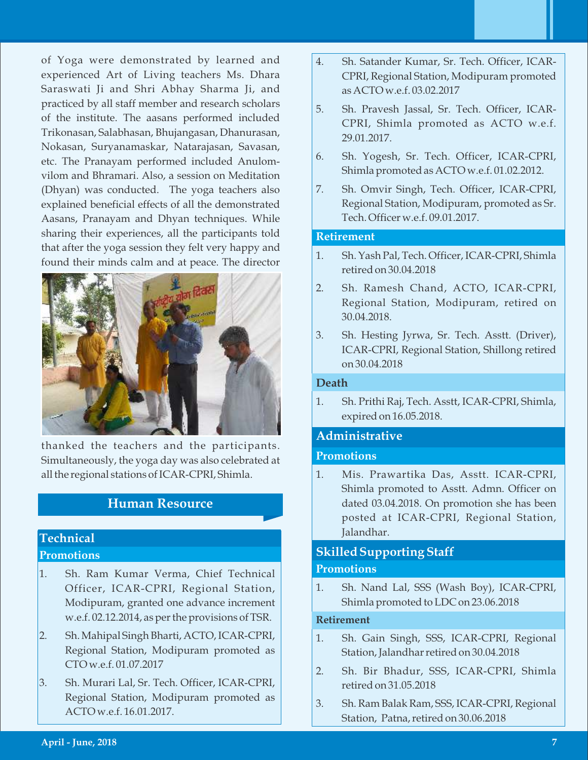of Yoga were demonstrated by learned and experienced Art of Living teachers Ms. Dhara Saraswati Ji and Shri Abhay Sharma Ji, and practiced by all staff member and research scholars of the institute. The aasans performed included Trikonasan, Salabhasan, Bhujangasan, Dhanurasan, Nokasan, Suryanamaskar, Natarajasan, Savasan, etc. The Pranayam performed included Anulom-vilom and Bhramari. Also, a session on Meditation (Dhyan) was conducted. The yoga teachers also explained beneficial effects of all the demonstrated Aasans, Pranayam and Dhyan techniques. While sharing their experiences, all the participants told that after the yoga session they felt very happy and found their minds calm and at peace. The director thanked the teachers and the participants. Simultaneously, the yoga day was also celebrated at all the regional stations of ICAR-CPRI, Shimla.

## Human Resource

### Technical

#### Promotions

1. Sh. Ram Kumar Verma, Chief Technical Officer, ICAR-CPRI, Regional Station, Modipuram, granted one advance increment w.e.f. 02.12.2014, as per the provisions of TSR.
2. Sh. Mahipal Singh Bharti, ACTO, ICAR-CPRI, Regional Station, Modipuram promoted as CTO w.e.f. 01.07.2017
3. Sh. Murari Lal, Sr. Tech. Officer, ICAR-CPRI, Regional Station, Modipuram promoted as ACTO w.e.f. 16.01.2017.
4. Sh. Satander Kumar, Sr. Tech. Officer, ICAR-CPRI, Regional Station, Modipuram promoted as ACTO w.e.f. 03.02.2017
5. Sh. Pravesh Jassal, Sr. Tech. Officer, ICAR-CPRI, Shimla promoted as ACTO w.e.f. 29.01.2017.
6. Sh. Yogesh, Sr. Tech. Officer, ICAR-CPRI, Shimla promoted as ACTO w.e.f. 01.02.2012.
7. Sh. Omvir Singh, Tech. Officer, ICAR-CPRI, Regional Station, Modipuram, promoted as Sr. Tech. Officer w.e.f. 09.01.2017.

#### Retirement

1. Sh. Yash Pal, Tech. Officer, ICAR-CPRI, Shimla retired on 30.04.2018
2. Sh. Ramesh Chand, ACTO, ICAR-CPRI, Regional Station, Modipuram, retired on 30.04.2018.
3. Sh. Hesting Jyrwa, Sr. Tech. Asstt. (Driver), ICAR-CPRI, Regional Station, Shillong retired on 30.04.2018

#### Death

1. Sh. Prithi Raj, Tech. Asstt, ICAR-CPRI, Shimla, expired on 16.05.2018.

### Administrative

#### Promotions

1. Mis. Prawartika Das, Asstt. ICAR-CPRI, Shimla promoted to Asstt. Admn. Officer on dated 03.04.2018. On promotion she has been posted at ICAR-CPRI, Regional Station, Jalandhar.

### Skilled Supporting Staff

#### Promotions

1. Sh. Nand Lal, SSS (Wash Boy), ICAR-CPRI, Shimla promoted to LDC on 23.06.2018

#### Retirement

1. Sh. Gain Singh, SSS, ICAR-CPRI, Regional Station, Jalandhar retired on 30.04.2018
2. Sh. Bir Bhadur, SSS, ICAR-CPRI, Shimla retired on 31.05.2018
3. Sh. Ram Balak Ram, SSS, ICAR-CPRI, Regional Station, Patna, retired on 30.06.2018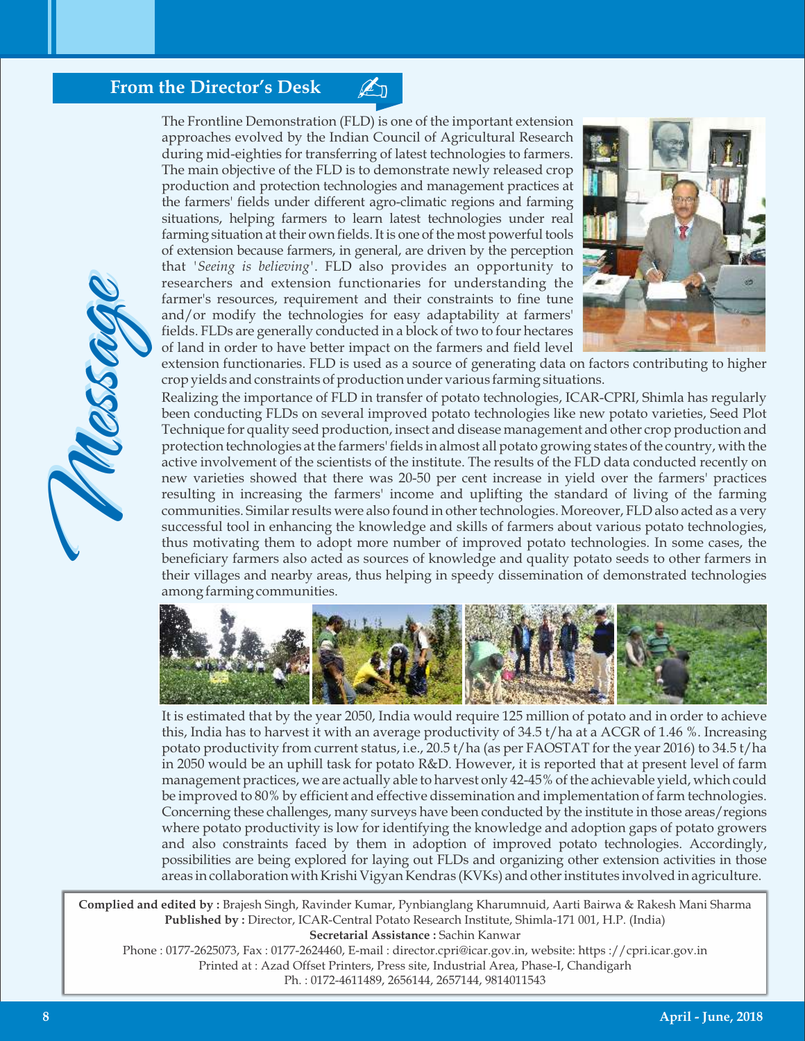## From the Director's Desk

*Message*

The Frontline Demonstration (FLD) is one of the important extension approaches evolved by the Indian Council of Agricultural Research during mid-eighties for transferring of latest technologies to farmers. The main objective of the FLD is to demonstrate newly released crop production and protection technologies and management practices at the farmers' fields under different agro-climatic regions and farming situations, helping farmers to learn latest technologies under real farming situation at their own fields. It is one of the most powerful tools of extension because farmers, in general, are driven by the perception that '*Seeing is believing*'. FLD also provides an opportunity to researchers and extension functionaries for understanding the farmer's resources, requirement and their constraints to fine tune and/or modify the technologies for easy adaptability at farmers' fields. FLDs are generally conducted in a block of two to four hectares of land in order to have better impact on the farmers and field level extension functionaries. FLD is used as a source of generating data on factors contributing to higher crop yields and constraints of production under various farming situations.

Realizing the importance of FLD in transfer of potato technologies, ICAR-CPRI, Shimla has regularly been conducting FLDs on several improved potato technologies like new potato varieties, Seed Plot Technique for quality seed production, insect and disease management and other crop production and protection technologies at the farmers' fields in almost all potato growing states of the country, with the active involvement of the scientists of the institute. The results of the FLD data conducted recently on new varieties showed that there was 20-50 per cent increase in yield over the farmers' practices resulting in increasing the farmers' income and uplifting the standard of living of the farming communities. Similar results were also found in other technologies. Moreover, FLD also acted as a very successful tool in enhancing the knowledge and skills of farmers about various potato technologies, thus motivating them to adopt more number of improved potato technologies. In some cases, the beneficiary farmers also acted as sources of knowledge and quality potato seeds to other farmers in their villages and nearby areas, thus helping in speedy dissemination of demonstrated technologies among farming communities.

It is estimated that by the year 2050, India would require 125 million of potato and in order to achieve this, India has to harvest it with an average productivity of 34.5 t/ha at a ACGR of 1.46 %. Increasing potato productivity from current status, i.e., 20.5 t/ha (as per FAOSTAT for the year 2016) to 34.5 t/ha in 2050 would be an uphill task for potato R&D. However, it is reported that at present level of farm management practices, we are actually able to harvest only 42-45% of the achievable yield, which could be improved to 80% by efficient and effective dissemination and implementation of farm technologies. Concerning these challenges, many surveys have been conducted by the institute in those areas/regions where potato productivity is low for identifying the knowledge and adoption gaps of potato growers and also constraints faced by them in adoption of improved potato technologies. Accordingly, possibilities are being explored for laying out FLDs and organizing other extension activities in those areas in collaboration with Krishi Vigyan Kendras (KVKs) and other institutes involved in agriculture.

**Complied and edited by :** Brajesh Singh, Ravinder Kumar, Pynbianglang Kharumnuid, Aarti Bairwa & Rakesh Mani Sharma
**Published by :** Director, ICAR-Central Potato Research Institute, Shimla-171 001, H.P. (India)
**Secretarial Assistance :** Sachin Kanwar
Phone : 0177-2625073, Fax : 0177-2624460, E-mail : director.cpri@icar.gov.in, website: https ://cpri.icar.gov.in
Printed at : Azad Offset Printers, Press site, Industrial Area, Phase-I, Chandigarh
Ph. : 0172-4611489, 2656144, 2657144, 9814011543